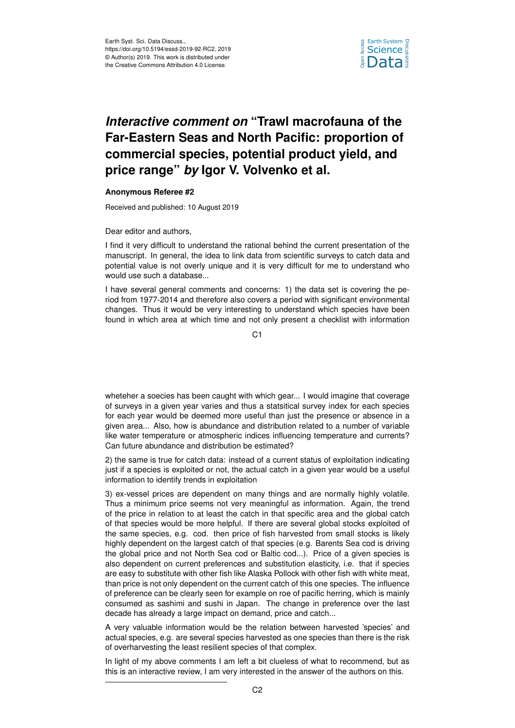Earth Syst. Sci. Data Discuss.,
https://doi.org/10.5194/essd-2019-92-RC2, 2019
© Author(s) 2019. This work is distributed under
the Creative Commons Attribution 4.0 License.

# *Interactive comment on* "Trawl macrofauna of the Far-Eastern Seas and North Pacific: proportion of commercial species, potential product yield, and price range" *by* Igor V. Volvenko et al.

**Anonymous Referee #2**

Received and published: 10 August 2019

Dear editor and authors,

I find it very difficult to understand the rational behind the current presentation of the manuscript. In general, the idea to link data from scientific surveys to catch data and potential value is not overly unique and it is very difficult for me to understand who would use such a database...

I have several general comments and concerns: 1) the data set is covering the period from 1977-2014 and therefore also covers a period with significant environmental changes. Thus it would be very interesting to understand which species have been found in which area at which time and not only present a checklist with information wheteher a soecies has been caught with which gear... I would imagine that coverage of surveys in a given year varies and thus a statsitical survey index for each species for each year would be deemed more useful than just the presence or absence in a given area... Also, how is abundance and distribution related to a number of variable like water temperature or atmospheric indices influencing temperature and currents? Can future abundance and distribution be estimated?

2) the same is true for catch data: instead of a current status of exploitation indicating just if a species is exploited or not, the actual catch in a given year would be a useful information to identify trends in exploitation

3) ex-vessel prices are dependent on many things and are normally highly volatile. Thus a minimum price seems not very meaningful as information. Again, the trend of the price in relation to at least the catch in that specific area and the global catch of that species would be more helpful. If there are several global stocks exploited of the same species, e.g. cod. then price of fish harvested from small stocks is likely highly dependent on the largest catch of that species (e.g. Barents Sea cod is driving the global price and not North Sea cod or Baltic cod...). Price of a given species is also dependent on current preferences and substitution elasticity, i.e. that if species are easy to substitute with other fish like Alaska Pollock with other fish with white meat, than price is not only dependent on the current catch of this one species. The influence of preference can be clearly seen for example on roe of pacific herring, which is mainly consumed as sashimi and sushi in Japan. The change in preference over the last decade has already a large impact on demand, price and catch...

A very valuable information would be the relation between harvested 'species' and actual species, e.g. are several species harvested as one species than there is the risk of overharvesting the least resilient species of that complex.

In light of my above comments I am left a bit clueless of what to recommend, but as this is an interactive review, I am very interested in the answer of the authors on this.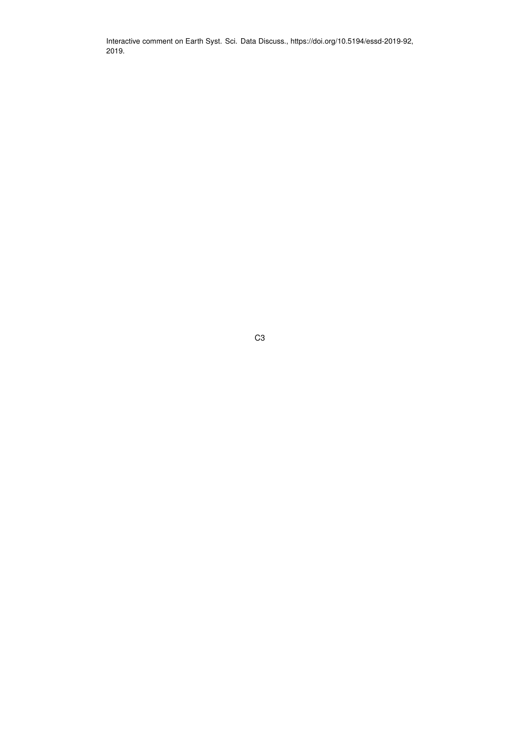Interactive comment on Earth Syst. Sci. Data Discuss., https://doi.org/10.5194/essd-2019-92, 2019.